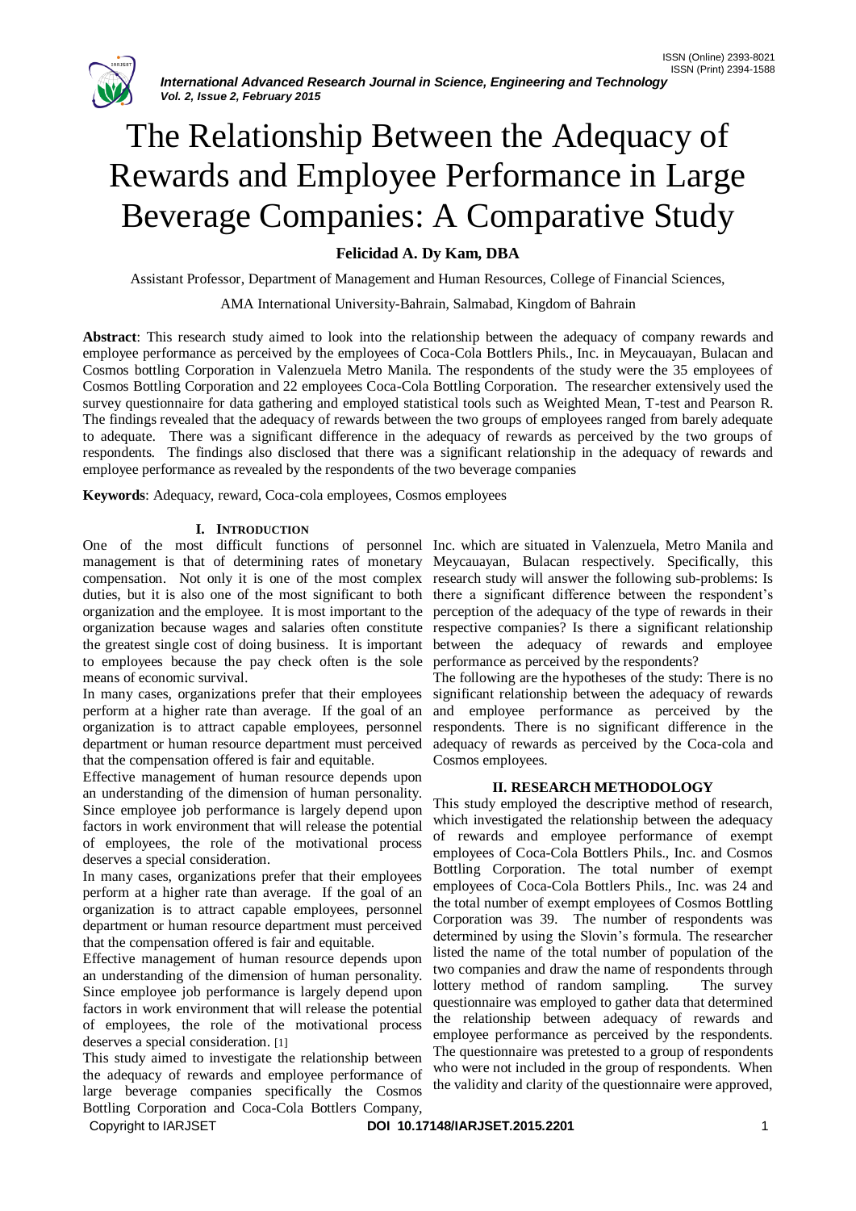# The Relationship Between the Adequacy of Rewards and Employee Performance in Large Beverage Companies: A Comparative Study

**Felicidad A. Dy Kam, DBA**

Assistant Professor, Department of Management and Human Resources, College of Financial Sciences,

AMA International University-Bahrain, Salmabad, Kingdom of Bahrain

**Abstract**: This research study aimed to look into the relationship between the adequacy of company rewards and employee performance as perceived by the employees of Coca-Cola Bottlers Phils., Inc. in Meycauayan, Bulacan and Cosmos bottling Corporation in Valenzuela Metro Manila. The respondents of the study were the 35 employees of Cosmos Bottling Corporation and 22 employees Coca-Cola Bottling Corporation. The researcher extensively used the survey questionnaire for data gathering and employed statistical tools such as Weighted Mean, T-test and Pearson R. The findings revealed that the adequacy of rewards between the two groups of employees ranged from barely adequate to adequate. There was a significant difference in the adequacy of rewards as perceived by the two groups of respondents. The findings also disclosed that there was a significant relationship in the adequacy of rewards and employee performance as revealed by the respondents of the two beverage companies

**Keywords**: Adequacy, reward, Coca-cola employees, Cosmos employees

## I. INTRODUCTION

One of the most difficult functions of personnel management is that of determining rates of monetary compensation. Not only it is one of the most complex duties, but it is also one of the most significant to both organization and the employee. It is most important to the organization because wages and salaries often constitute the greatest single cost of doing business. It is important to employees because the pay check often is the sole means of economic survival.

In many cases, organizations prefer that their employees perform at a higher rate than average. If the goal of an organization is to attract capable employees, personnel department or human resource department must perceived that the compensation offered is fair and equitable.

Effective management of human resource depends upon an understanding of the dimension of human personality. Since employee job performance is largely depend upon factors in work environment that will release the potential of employees, the role of the motivational process deserves a special consideration.

In many cases, organizations prefer that their employees perform at a higher rate than average. If the goal of an organization is to attract capable employees, personnel department or human resource department must perceived that the compensation offered is fair and equitable.

Effective management of human resource depends upon an understanding of the dimension of human personality. Since employee job performance is largely depend upon factors in work environment that will release the potential of employees, the role of the motivational process deserves a special consideration. [1]

This study aimed to investigate the relationship between the adequacy of rewards and employee performance of large beverage companies specifically the Cosmos Bottling Corporation and Coca-Cola Bottlers Company, Inc. which are situated in Valenzuela, Metro Manila and Meycauayan, Bulacan respectively. Specifically, this research study will answer the following sub-problems: Is there a significant difference between the respondent's perception of the adequacy of the type of rewards in their respective companies? Is there a significant relationship between the adequacy of rewards and employee performance as perceived by the respondents?

The following are the hypotheses of the study: There is no significant relationship between the adequacy of rewards and employee performance as perceived by the respondents. There is no significant difference in the adequacy of rewards as perceived by the Coca-cola and Cosmos employees.

## II. RESEARCH METHODOLOGY

This study employed the descriptive method of research, which investigated the relationship between the adequacy of rewards and employee performance of exempt employees of Coca-Cola Bottlers Phils., Inc. and Cosmos Bottling Corporation. The total number of exempt employees of Coca-Cola Bottlers Phils., Inc. was 24 and the total number of exempt employees of Cosmos Bottling Corporation was 39. The number of respondents was determined by using the Slovin's formula. The researcher listed the name of the total number of population of the two companies and draw the name of respondents through lottery method of random sampling. The survey questionnaire was employed to gather data that determined the relationship between adequacy of rewards and employee performance as perceived by the respondents. The questionnaire was pretested to a group of respondents who were not included in the group of respondents. When the validity and clarity of the questionnaire were approved,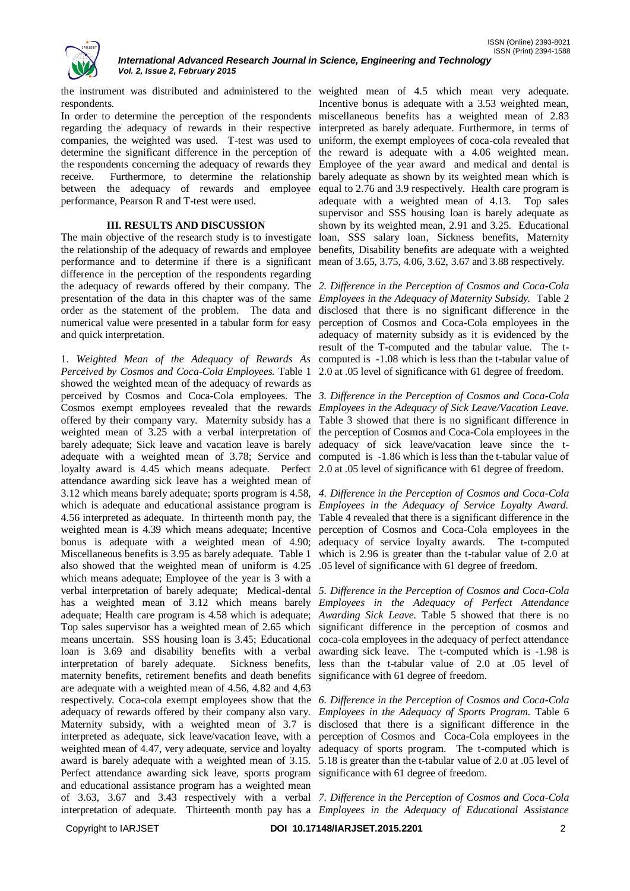the instrument was distributed and administered to the respondents.

In order to determine the perception of the respondents regarding the adequacy of rewards in their respective companies, the weighted was used. T-test was used to determine the significant difference in the perception of the respondents concerning the adequacy of rewards they receive. Furthermore, to determine the relationship between the adequacy of rewards and employee performance, Pearson R and T-test were used.

## III. RESULTS AND DISCUSSION

The main objective of the research study is to investigate the relationship of the adequacy of rewards and employee performance and to determine if there is a significant difference in the perception of the respondents regarding the adequacy of rewards offered by their company. The presentation of the data in this chapter was of the same order as the statement of the problem. The data and numerical value were presented in a tabular form for easy and quick interpretation.

1. *Weighted Mean of the Adequacy of Rewards As Perceived by Cosmos and Coca-Cola Employees.* Table 1 showed the weighted mean of the adequacy of rewards as perceived by Cosmos and Coca-Cola employees. The Cosmos exempt employees revealed that the rewards offered by their company vary. Maternity subsidy has a weighted mean of 3.25 with a verbal interpretation of barely adequate; Sick leave and vacation leave is barely adequate with a weighted mean of 3.78; Service and loyalty award is 4.45 which means adequate. Perfect attendance awarding sick leave has a weighted mean of 3.12 which means barely adequate; sports program is 4.58, which is adequate and educational assistance program is 4.56 interpreted as adequate. In thirteenth month pay, the weighted mean is 4.39 which means adequate; Incentive bonus is adequate with a weighted mean of 4.90; Miscellaneous benefits is 3.95 as barely adequate. Table 1 also showed that the weighted mean of uniform is 4.25 which means adequate; Employee of the year is 3 with a verbal interpretation of barely adequate; Medical-dental has a weighted mean of 3.12 which means barely adequate; Health care program is 4.58 which is adequate; Top sales supervisor has a weighted mean of 2.65 which means uncertain. SSS housing loan is 3.45; Educational loan is 3.69 and disability benefits with a verbal interpretation of barely adequate. Sickness benefits, maternity benefits, retirement benefits and death benefits are adequate with a weighted mean of 4.56, 4.82 and 4,63 respectively. Coca-cola exempt employees show that the adequacy of rewards offered by their company also vary. Maternity subsidy, with a weighted mean of 3.7 is interpreted as adequate, sick leave/vacation leave, with a weighted mean of 4.47, very adequate, service and loyalty award is barely adequate with a weighted mean of 3.15. Perfect attendance awarding sick leave, sports program and educational assistance program has a weighted mean of 3.63, 3.67 and 3.43 respectively with a verbal interpretation of adequate. Thirteenth month pay has a weighted mean of 4.5 which mean very adequate. Incentive bonus is adequate with a 3.53 weighted mean, miscellaneous benefits has a weighted mean of 2.83 interpreted as barely adequate. Furthermore, in terms of uniform, the exempt employees of coca-cola revealed that the reward is adequate with a 4.06 weighted mean. Employee of the year award and medical and dental is barely adequate as shown by its weighted mean which is equal to 2.76 and 3.9 respectively. Health care program is adequate with a weighted mean of 4.13. Top sales supervisor and SSS housing loan is barely adequate as shown by its weighted mean, 2.91 and 3.25. Educational loan, SSS salary loan, Sickness benefits, Maternity benefits, Disability benefits are adequate with a weighted mean of 3.65, 3.75, 4.06, 3.62, 3.67 and 3.88 respectively.

2. *Difference in the Perception of Cosmos and Coca-Cola Employees in the Adequacy of Maternity Subsidy.* Table 2 disclosed that there is no significant difference in the perception of Cosmos and Coca-Cola employees in the adequacy of maternity subsidy as it is evidenced by the result of the T-computed and the tabular value. The t-computed is -1.08 which is less than the t-tabular value of 2.0 at .05 level of significance with 61 degree of freedom.

3. *Difference in the Perception of Cosmos and Coca-Cola Employees in the Adequacy of Sick Leave/Vacation Leave.* Table 3 showed that there is no significant difference in the perception of Cosmos and Coca-Cola employees in the adequacy of sick leave/vacation leave since the t-computed is -1.86 which is less than the t-tabular value of 2.0 at .05 level of significance with 61 degree of freedom.

4. *Difference in the Perception of Cosmos and Coca-Cola Employees in the Adequacy of Service Loyalty Award.* Table 4 revealed that there is a significant difference in the perception of Cosmos and Coca-Cola employees in the adequacy of service loyalty awards. The t-computed which is 2.96 is greater than the t-tabular value of 2.0 at .05 level of significance with 61 degree of freedom.

5. *Difference in the Perception of Cosmos and Coca-Cola Employees in the Adequacy of Perfect Attendance Awarding Sick Leave.* Table 5 showed that there is no significant difference in the perception of cosmos and coca-cola employees in the adequacy of perfect attendance awarding sick leave. The t-computed which is -1.98 is less than the t-tabular value of 2.0 at .05 level of significance with 61 degree of freedom.

6. *Difference in the Perception of Cosmos and Coca-Cola Employees in the Adequacy of Sports Program.* Table 6 disclosed that there is a significant difference in the perception of Cosmos and Coca-Cola employees in the adequacy of sports program. The t-computed which is 5.18 is greater than the t-tabular value of 2.0 at .05 level of significance with 61 degree of freedom.

7. *Difference in the Perception of Cosmos and Coca-Cola Employees in the Adequacy of Educational Assistance*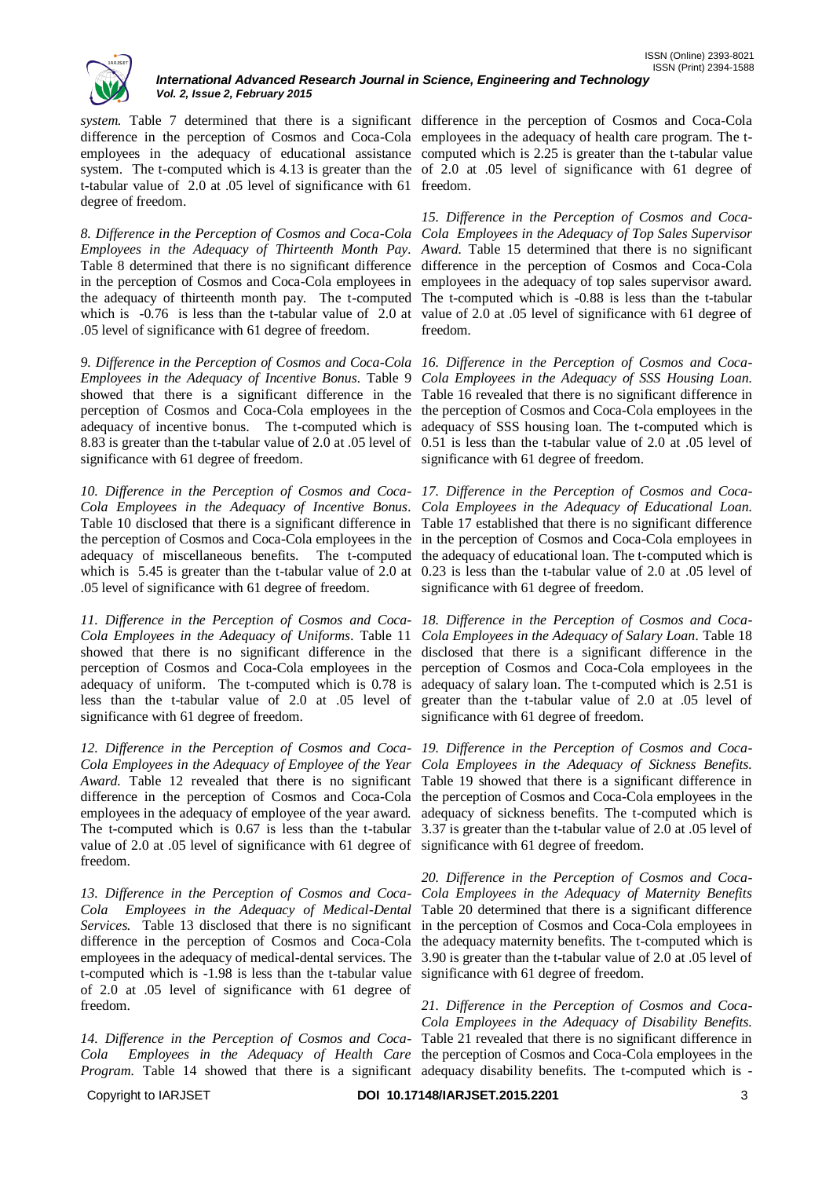*system.* Table 7 determined that there is a significant difference in the perception of Cosmos and Coca-Cola employees in the adequacy of educational assistance system. The t-computed which is 4.13 is greater than the t-tabular value of 2.0 at .05 level of significance with 61 degree of freedom.

*8. Difference in the Perception of Cosmos and Coca-Cola Employees in the Adequacy of Thirteenth Month Pay.* Table 8 determined that there is no significant difference in the perception of Cosmos and Coca-Cola employees in the adequacy of thirteenth month pay. The t-computed which is -0.76 is less than the t-tabular value of 2.0 at .05 level of significance with 61 degree of freedom.

*9. Difference in the Perception of Cosmos and Coca-Cola Employees in the Adequacy of Incentive Bonus.* Table 9 showed that there is a significant difference in the perception of Cosmos and Coca-Cola employees in the adequacy of incentive bonus. The t-computed which is 8.83 is greater than the t-tabular value of 2.0 at .05 level of significance with 61 degree of freedom.

*10. Difference in the Perception of Cosmos and Coca-Cola Employees in the Adequacy of Incentive Bonus.* Table 10 disclosed that there is a significant difference in the perception of Cosmos and Coca-Cola employees in the adequacy of miscellaneous benefits. The t-computed which is 5.45 is greater than the t-tabular value of 2.0 at .05 level of significance with 61 degree of freedom.

*11. Difference in the Perception of Cosmos and Coca-Cola Employees in the Adequacy of Uniforms.* Table 11 showed that there is no significant difference in the perception of Cosmos and Coca-Cola employees in the adequacy of uniform. The t-computed which is 0.78 is less than the t-tabular value of 2.0 at .05 level of significance with 61 degree of freedom.

*12. Difference in the Perception of Cosmos and Coca-Cola Employees in the Adequacy of Employee of the Year Award.* Table 12 revealed that there is no significant difference in the perception of Cosmos and Coca-Cola employees in the adequacy of employee of the year award. The t-computed which is 0.67 is less than the t-tabular value of 2.0 at .05 level of significance with 61 degree of freedom.

*13. Difference in the Perception of Cosmos and Coca-Cola Employees in the Adequacy of Medical-Dental Services.* Table 13 disclosed that there is no significant difference in the perception of Cosmos and Coca-Cola employees in the adequacy of medical-dental services. The t-computed which is -1.98 is less than the t-tabular value of 2.0 at .05 level of significance with 61 degree of freedom.

*14. Difference in the Perception of Cosmos and Coca-Cola Employees in the Adequacy of Health Care Program.* Table 14 showed that there is a significant difference in the perception of Cosmos and Coca-Cola employees in the adequacy of health care program. The t-computed which is 2.25 is greater than the t-tabular value of 2.0 at .05 level of significance with 61 degree of freedom.

*15. Difference in the Perception of Cosmos and Coca-Cola Employees in the Adequacy of Top Sales Supervisor Award.* Table 15 determined that there is no significant difference in the perception of Cosmos and Coca-Cola employees in the adequacy of top sales supervisor award. The t-computed which is -0.88 is less than the t-tabular value of 2.0 at .05 level of significance with 61 degree of freedom.

*16. Difference in the Perception of Cosmos and Coca-Cola Employees in the Adequacy of SSS Housing Loan.* Table 16 revealed that there is no significant difference in the perception of Cosmos and Coca-Cola employees in the adequacy of SSS housing loan. The t-computed which is 0.51 is less than the t-tabular value of 2.0 at .05 level of significance with 61 degree of freedom.

*17. Difference in the Perception of Cosmos and Coca-Cola Employees in the Adequacy of Educational Loan.* Table 17 established that there is no significant difference in the perception of Cosmos and Coca-Cola employees in the adequacy of educational loan. The t-computed which is 0.23 is less than the t-tabular value of 2.0 at .05 level of significance with 61 degree of freedom.

*18. Difference in the Perception of Cosmos and Coca-Cola Employees in the Adequacy of Salary Loan.* Table 18 disclosed that there is a significant difference in the perception of Cosmos and Coca-Cola employees in the adequacy of salary loan. The t-computed which is 2.51 is greater than the t-tabular value of 2.0 at .05 level of significance with 61 degree of freedom.

*19. Difference in the Perception of Cosmos and Coca-Cola Employees in the Adequacy of Sickness Benefits.* Table 19 showed that there is a significant difference in the perception of Cosmos and Coca-Cola employees in the adequacy of sickness benefits. The t-computed which is 3.37 is greater than the t-tabular value of 2.0 at .05 level of significance with 61 degree of freedom.

*20. Difference in the Perception of Cosmos and Coca-Cola Employees in the Adequacy of Maternity Benefits* Table 20 determined that there is a significant difference in the perception of Cosmos and Coca-Cola employees in the adequacy maternity benefits. The t-computed which is 3.90 is greater than the t-tabular value of 2.0 at .05 level of significance with 61 degree of freedom.

*21. Difference in the Perception of Cosmos and Coca-Cola Employees in the Adequacy of Disability Benefits.* Table 21 revealed that there is no significant difference in the perception of Cosmos and Coca-Cola employees in the adequacy disability benefits. The t-computed which is -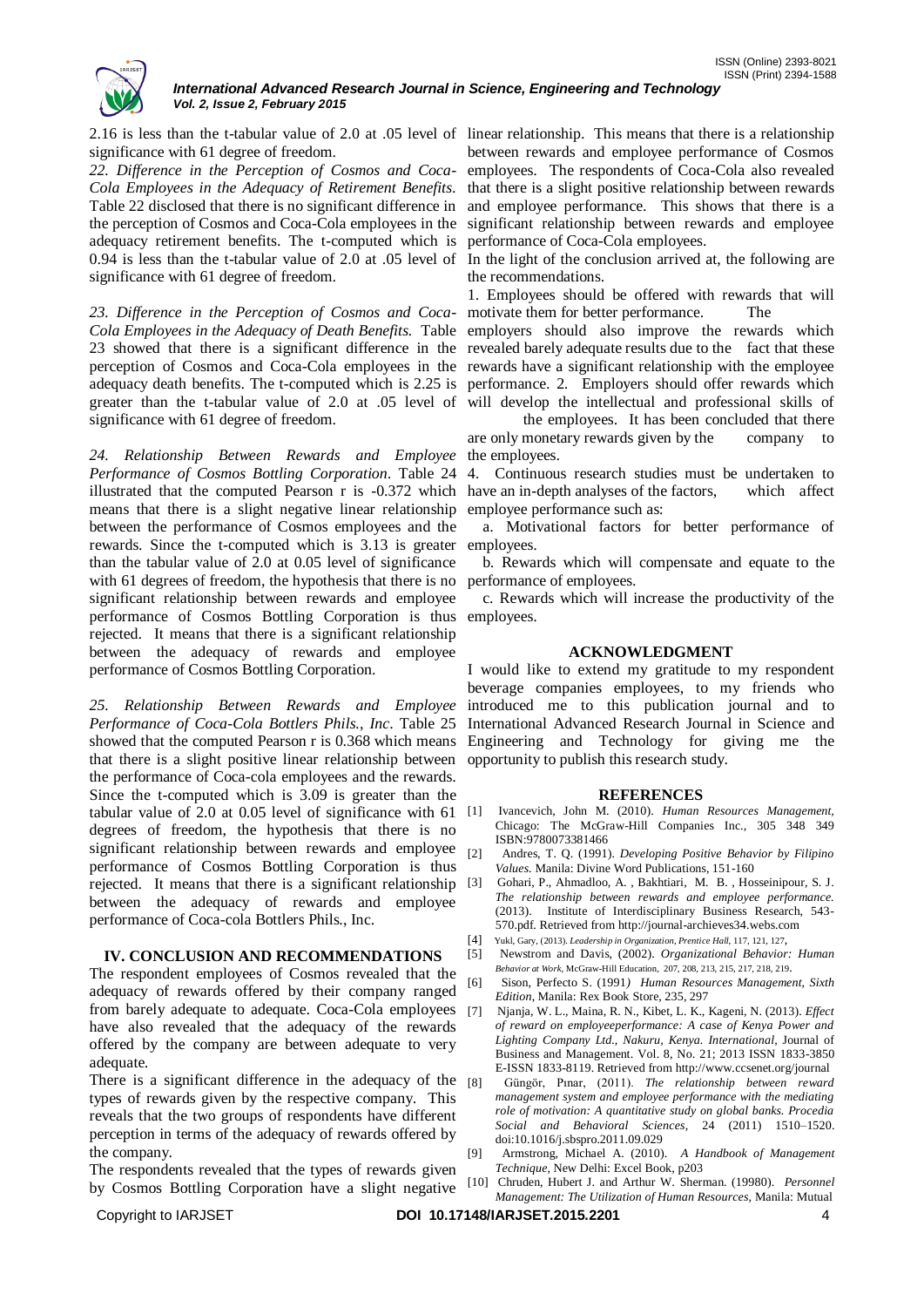2.16 is less than the t-tabular value of 2.0 at .05 level of significance with 61 degree of freedom.

*22. Difference in the Perception of Cosmos and Coca-Cola Employees in the Adequacy of Retirement Benefits.* Table 22 disclosed that there is no significant difference in the perception of Cosmos and Coca-Cola employees in the adequacy retirement benefits. The t-computed which is 0.94 is less than the t-tabular value of 2.0 at .05 level of significance with 61 degree of freedom.

*23. Difference in the Perception of Cosmos and Coca-Cola Employees in the Adequacy of Death Benefits.* Table 23 showed that there is a significant difference in the perception of Cosmos and Coca-Cola employees in the adequacy death benefits. The t-computed which is 2.25 is greater than the t-tabular value of 2.0 at .05 level of significance with 61 degree of freedom.

*24. Relationship Between Rewards and Employee Performance of Cosmos Bottling Corporation.* Table 24 illustrated that the computed Pearson r is -0.372 which means that there is a slight negative linear relationship between the performance of Cosmos employees and the rewards. Since the t-computed which is 3.13 is greater than the tabular value of 2.0 at 0.05 level of significance with 61 degrees of freedom, the hypothesis that there is no significant relationship between rewards and employee performance of Cosmos Bottling Corporation is thus rejected. It means that there is a significant relationship between the adequacy of rewards and employee performance of Cosmos Bottling Corporation.

*25. Relationship Between Rewards and Employee Performance of Coca-Cola Bottlers Phils., Inc.* Table 25 showed that the computed Pearson r is 0.368 which means that there is a slight positive linear relationship between the performance of Coca-cola employees and the rewards. Since the t-computed which is 3.09 is greater than the tabular value of 2.0 at 0.05 level of significance with 61 degrees of freedom, the hypothesis that there is no significant relationship between rewards and employee performance of Cosmos Bottling Corporation is thus rejected. It means that there is a significant relationship between the adequacy of rewards and employee performance of Coca-cola Bottlers Phils., Inc.

## IV. CONCLUSION AND RECOMMENDATIONS

The respondent employees of Cosmos revealed that the adequacy of rewards offered by their company ranged from barely adequate to adequate. Coca-Cola employees have also revealed that the adequacy of the rewards offered by the company are between adequate to very adequate.

There is a significant difference in the adequacy of the types of rewards given by the respective company. This reveals that the two groups of respondents have different perception in terms of the adequacy of rewards offered by the company.

The respondents revealed that the types of rewards given by Cosmos Bottling Corporation have a slight negative linear relationship. This means that there is a relationship between rewards and employee performance of Cosmos employees. The respondents of Coca-Cola also revealed that there is a slight positive relationship between rewards and employee performance. This shows that there is a significant relationship between rewards and employee performance of Coca-Cola employees.

In the light of the conclusion arrived at, the following are the recommendations.

1. Employees should be offered with rewards that will motivate them for better performance. The employers should also improve the rewards which revealed barely adequate results due to the fact that these rewards have a significant relationship with the employee performance. 2. Employers should offer rewards which will develop the intellectual and professional skills of the employees. It has been concluded that there are only monetary rewards given by the company to the employees.

4. Continuous research studies must be undertaken to have an in-depth analyses of the factors, which affect employee performance such as:

a. Motivational factors for better performance of employees.

b. Rewards which will compensate and equate to the performance of employees.

c. Rewards which will increase the productivity of the employees.

## ACKNOWLEDGMENT

I would like to extend my gratitude to my respondent beverage companies employees, to my friends who introduced me to this publication journal and to International Advanced Research Journal in Science and Engineering and Technology for giving me the opportunity to publish this research study.

## REFERENCES

[1] Ivancevich, John M. (2010). *Human Resources Management*, Chicago: The McGraw-Hill Companies Inc., 305 348 349 ISBN:9780073381466

[2] Andres, T. Q. (1991). *Developing Positive Behavior by Filipino Values.* Manila: Divine Word Publications, 151-160

[3] Gohari, P., Ahmadloo, A. , Bakhtiari, M. B. , Hosseinipour, S. J. *The relationship between rewards and employee performance.* (2013). Institute of Interdisciplinary Business Research, 543-570.pdf. Retrieved from http://journal-archieves34.webs.com

[4] Yukl, Gary, (2013). *Leadership in Organization, Prentice Hall*, 117, 121, 127,

[5] Newstrom and Davis, (2002). *Organizational Behavior: Human Behavior at Work*, McGraw-Hill Education, 207, 208, 213, 215, 217, 218, 219.

[6] Sison, Perfecto S. (1991*) Human Resources Management, Sixth Edition*, Manila: Rex Book Store, 235, 297

[7] Njanja, W. L., Maina, R. N., Kibet, L. K., Kageni, N. (2013). *Effect of reward on employeeperformance: A case of Kenya Power and Lighting Company Ltd., Nakuru, Kenya. International*, Journal of Business and Management. Vol. 8, No. 21; 2013 ISSN 1833-3850 E-ISSN 1833-8119. Retrieved from http://www.ccsenet.org/journal

[8] Güngör, Pınar, (2011). *The relationship between reward management system and employee performance with the mediating role of motivation: A quantitative study on global banks. Procedia Social and Behavioral Sciences*, 24 (2011) 1510–1520. doi:10.1016/j.sbspro.2011.09.029

[9] Armstrong, Michael A. (2010). *A Handbook of Management Technique*, New Delhi: Excel Book, p203

[10] Chruden, Hubert J. and Arthur W. Sherman. (19980). *Personnel Management: The Utilization of Human Resources*, Manila: Mutual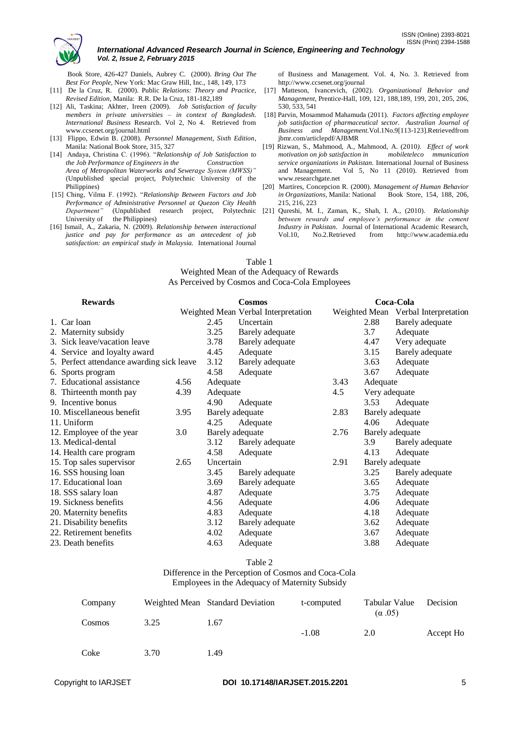Book Store, 426-427 Daniels, Aubrey C. (2000). *Bring Out The Best For People*, New York: Mac Graw Hill, Inc., 148, 149, 173

[11] De la Cruz, R. (2000). Public *Relations: Theory and Practice, Revised Edition*, Manila: R.R. De la Cruz, 181-182,189

[12] Ali, Taskina; Akhter, Ireen (2009). *Job Satisfaction of faculty members in private universities – in context of Bangladesh. International Business* Research. Vol 2, No 4. Retrieved from www.ccsenet.org/journal.html

[13] Flippo, Edwin B. (2008). *Personnel Management, Sixth Edition*, Manila: National Book Store, 315, 327

[14] Andaya, Christina C. (1996). "*Relationship of Job Satisfaction to the Job Performance of Engineers in the Construction Area of Metropolitan Waterworks and Sewerage System (MWSS)"* (Unpublished special project, Polytechnic University of the Philippines)

[15] Ching, Vilma F. (1992). "*Relationship Between Factors and Job Performance of Administrative Personnel at Quezon City Health Department"* (Unpublished research project, Polytechnic University of the Philippines)

[16] Ismail, A., Zakaria, N. (2009). *Relationship between interactional justice and pay for performance as an antecedent of job satisfaction: an empirical study in Malaysia.* International Journal of Business and Management. Vol. 4, No. 3. Retrieved from http://www.ccsenet.org/journal

[17] Matteson, Ivancevich, (2002). *Organizational Behavior and Management*, Prentice-Hall, 109, 121, 188,189, 199, 201, 205, 206, 530, 533, 541

[18] Parvin, Mosammod Mahamuda (2011). *Factors affecting employee job satisfaction of pharmaceutical sector. Australian Journal of Business and Management.*Vol.1No.9[113-123].Retrievedfrom jbmr.com/articlepdf/AJBMR

[19] Rizwan, S., Mahmood, A., Mahmood, A. (2010). *Effect of work motivation on job satisfaction in mobileteleco mmunication service organizations in Pakistan.* International Journal of Business and Management. Vol 5, No 11 (2010). Retrieved from www.researchgate.net

[20] Martires, Concepcion R. (2000). *Management of Human Behavior in Organizations*, Manila: National Book Store, 154, 188, 206, 215, 216, 223

[21] Qureshi, M. I., Zaman, K., Shah, I. A., (2010). *Relationship between rewards and employee's performance in the cement Industry in Pakistan.* Journal of International Academic Research, Vol.10, No.2.Retrieved from http://www.academia.edu

Table 1
Weighted Mean of the Adequacy of Rewards
As Perceived by Cosmos and Coca-Cola Employees

| Rewards | Cosmos | | Coca-Cola | |
|---|---|---|---|---|
| | Weighted Mean | Verbal Interpretation | Weighted Mean | Verbal Interpretation |
| 1. Car loan | 2.45 | Uncertain | 2.88 | Barely adequate |
| 2. Maternity subsidy | 3.25 | Barely adequate | 3.7 | Adequate |
| 3. Sick leave/vacation leave | 3.78 | Barely adequate | 4.47 | Very adequate |
| 4. Service and loyalty award | 4.45 | Adequate | 3.15 | Barely adequate |
| 5. Perfect attendance awarding sick leave | 3.12 | Barely adequate | 3.63 | Adequate |
| 6. Sports program | 4.58 | Adequate | 3.67 | Adequate |
| 7. Educational assistance | 4.56 | Adequate | 3.43 | Adequate |
| 8. Thirteenth month pay | 4.39 | Adequate | 4.5 | Very adequate |
| 9. Incentive bonus | 4.90 | Adequate | 3.53 | Adequate |
| 10. Miscellaneous benefit | 3.95 | Barely adequate | 2.83 | Barely adequate |
| 11. Uniform | 4.25 | Adequate | 4.06 | Adequate |
| 12. Employee of the year | 3.0 | Barely adequate | 2.76 | Barely adequate |
| 13. Medical-dental | 3.12 | Barely adequate | 3.9 | Barely adequate |
| 14. Health care program | 4.58 | Adequate | 4.13 | Adequate |
| 15. Top sales supervisor | 2.65 | Uncertain | 2.91 | Barely adequate |
| 16. SSS housing loan | 3.45 | Barely adequate | 3.25 | Barely adequate |
| 17. Educational loan | 3.69 | Barely adequate | 3.65 | Adequate |
| 18. SSS salary loan | 4.87 | Adequate | 3.75 | Adequate |
| 19. Sickness benefits | 4.56 | Adequate | 4.06 | Adequate |
| 20. Maternity benefits | 4.83 | Adequate | 4.18 | Adequate |
| 21. Disability benefits | 3.12 | Barely adequate | 3.62 | Adequate |
| 22. Retirement benefits | 4.02 | Adequate | 3.67 | Adequate |
| 23. Death benefits | 4.63 | Adequate | 3.88 | Adequate |

Table 2
Difference in the Perception of Cosmos and Coca-Cola
Employees in the Adequacy of Maternity Subsidy

| Company | Weighted Mean | Standard Deviation | t-computed | Tabular Value ($\alpha$ .05) | Decision |
|---|---|---|---|---|---|
| Cosmos | 3.25 | 1.67 | -1.08 | 2.0 | Accept Ho |
| Coke | 3.70 | 1.49 | | | |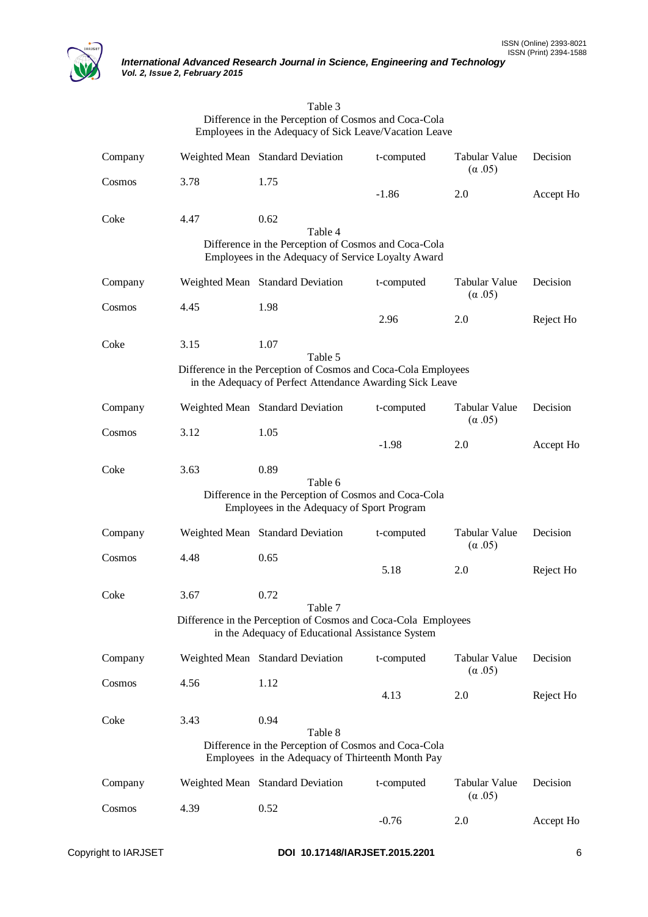Table 3
Difference in the Perception of Cosmos and Coca-Cola Employees in the Adequacy of Sick Leave/Vacation Leave

| Company | Weighted Mean | Standard Deviation | t-computed | Tabular Value (α .05) | Decision |
|---|---|---|---|---|---|
| Cosmos | 3.78 | 1.75 | -1.86 | 2.0 | Accept Ho |
| Coke | 4.47 | 0.62 | | | |

Table 4
Difference in the Perception of Cosmos and Coca-Cola Employees in the Adequacy of Service Loyalty Award

| Company | Weighted Mean | Standard Deviation | t-computed | Tabular Value (α .05) | Decision |
|---|---|---|---|---|---|
| Cosmos | 4.45 | 1.98 | 2.96 | 2.0 | Reject Ho |
| Coke | 3.15 | 1.07 | | | |

Table 5
Difference in the Perception of Cosmos and Coca-Cola Employees in the Adequacy of Perfect Attendance Awarding Sick Leave

| Company | Weighted Mean | Standard Deviation | t-computed | Tabular Value (α .05) | Decision |
|---|---|---|---|---|---|
| Cosmos | 3.12 | 1.05 | -1.98 | 2.0 | Accept Ho |
| Coke | 3.63 | 0.89 | | | |

Table 6
Difference in the Perception of Cosmos and Coca-Cola Employees in the Adequacy of Sport Program

| Company | Weighted Mean | Standard Deviation | t-computed | Tabular Value (α .05) | Decision |
|---|---|---|---|---|---|
| Cosmos | 4.48 | 0.65 | 5.18 | 2.0 | Reject Ho |
| Coke | 3.67 | 0.72 | | | |

Table 7
Difference in the Perception of Cosmos and Coca-Cola Employees in the Adequacy of Educational Assistance System

| Company | Weighted Mean | Standard Deviation | t-computed | Tabular Value (α .05) | Decision |
|---|---|---|---|---|---|
| Cosmos | 4.56 | 1.12 | 4.13 | 2.0 | Reject Ho |
| Coke | 3.43 | 0.94 | | | |

Table 8
Difference in the Perception of Cosmos and Coca-Cola Employees in the Adequacy of Thirteenth Month Pay

| Company | Weighted Mean | Standard Deviation | t-computed | Tabular Value (α .05) | Decision |
|---|---|---|---|---|---|
| Cosmos | 4.39 | 0.52 | -0.76 | 2.0 | Accept Ho |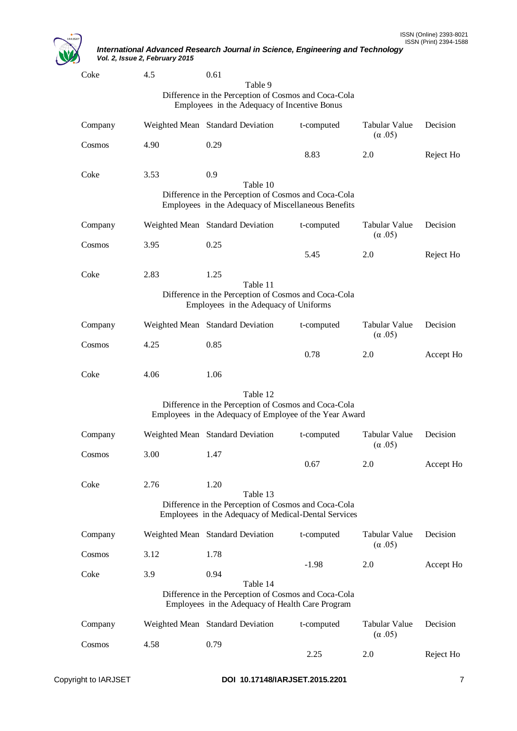| Coke | 4.5 | 0.61 | | | |
|---|---|---|---|---|---|

Table 9
Difference in the Perception of Cosmos and Coca-Cola Employees in the Adequacy of Incentive Bonus

| Company | Weighted Mean | Standard Deviation | t-computed | Tabular Value (α .05) | Decision |
|---|---|---|---|---|---|
| Cosmos | 4.90 | 0.29 | 8.83 | 2.0 | Reject Ho |
| Coke | 3.53 | 0.9 | | | |

Table 10
Difference in the Perception of Cosmos and Coca-Cola Employees in the Adequacy of Miscellaneous Benefits

| Company | Weighted Mean | Standard Deviation | t-computed | Tabular Value (α .05) | Decision |
|---|---|---|---|---|---|
| Cosmos | 3.95 | 0.25 | 5.45 | 2.0 | Reject Ho |
| Coke | 2.83 | 1.25 | | | |

Table 11
Difference in the Perception of Cosmos and Coca-Cola Employees in the Adequacy of Uniforms

| Company | Weighted Mean | Standard Deviation | t-computed | Tabular Value (α .05) | Decision |
|---|---|---|---|---|---|
| Cosmos | 4.25 | 0.85 | 0.78 | 2.0 | Accept Ho |
| Coke | 4.06 | 1.06 | | | |

Table 12
Difference in the Perception of Cosmos and Coca-Cola Employees in the Adequacy of Employee of the Year Award

| Company | Weighted Mean | Standard Deviation | t-computed | Tabular Value (α .05) | Decision |
|---|---|---|---|---|---|
| Cosmos | 3.00 | 1.47 | 0.67 | 2.0 | Accept Ho |
| Coke | 2.76 | 1.20 | | | |

Table 13
Difference in the Perception of Cosmos and Coca-Cola Employees in the Adequacy of Medical-Dental Services

| Company | Weighted Mean | Standard Deviation | t-computed | Tabular Value (α .05) | Decision |
|---|---|---|---|---|---|
| Cosmos | 3.12 | 1.78 | -1.98 | 2.0 | Accept Ho |
| Coke | 3.9 | 0.94 | | | |

Table 14
Difference in the Perception of Cosmos and Coca-Cola Employees in the Adequacy of Health Care Program

| Company | Weighted Mean | Standard Deviation | t-computed | Tabular Value (α .05) | Decision |
|---|---|---|---|---|---|
| Cosmos | 4.58 | 0.79 | 2.25 | 2.0 | Reject Ho |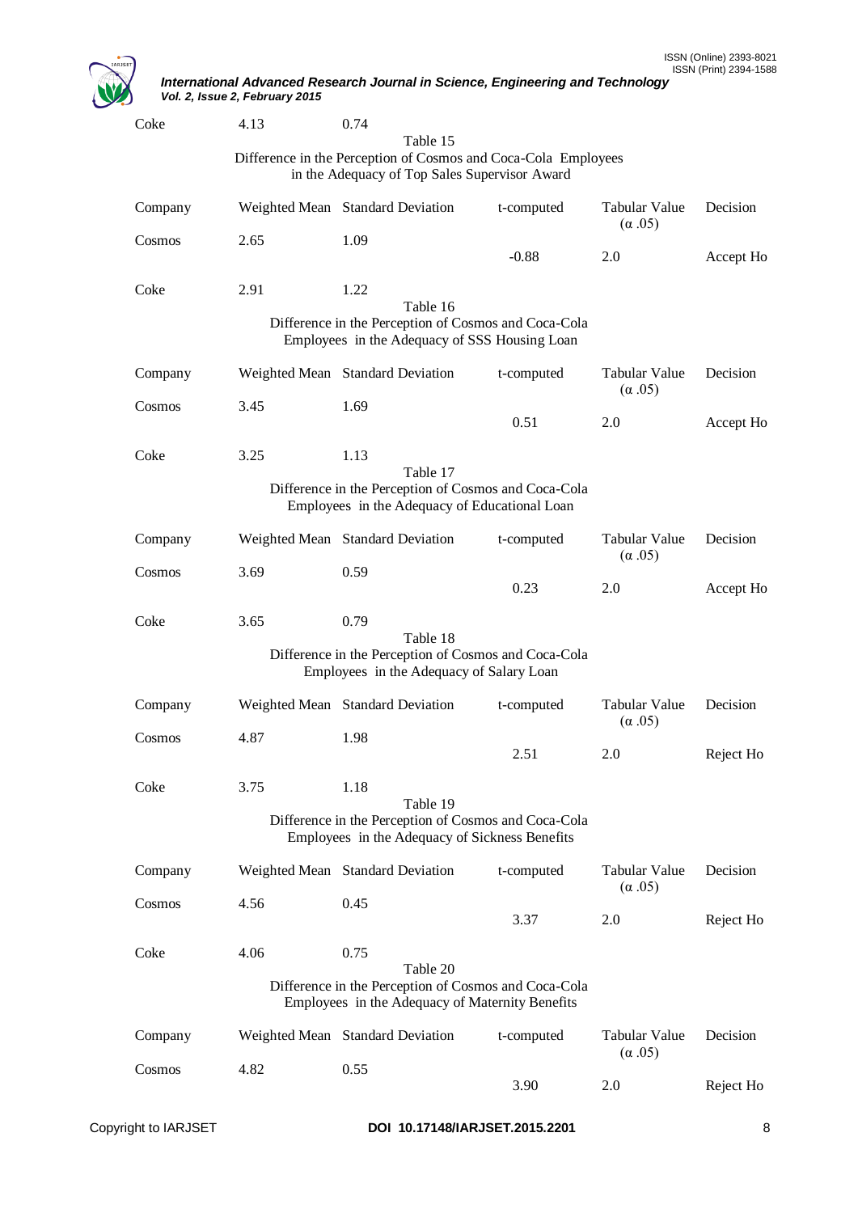| Coke | 4.13 | 0.74 | | | |
|---|---|---|---|---|---|

Table 15
Difference in the Perception of Cosmos and Coca-Cola Employees in the Adequacy of Top Sales Supervisor Award

| Company | Weighted Mean | Standard Deviation | t-computed | Tabular Value (α .05) | Decision |
|---|---|---|---|---|---|
| Cosmos | 2.65 | 1.09 | -0.88 | 2.0 | Accept Ho |
| Coke | 2.91 | 1.22 | | | |

Table 16
Difference in the Perception of Cosmos and Coca-Cola Employees in the Adequacy of SSS Housing Loan

| Company | Weighted Mean | Standard Deviation | t-computed | Tabular Value (α .05) | Decision |
|---|---|---|---|---|---|
| Cosmos | 3.45 | 1.69 | 0.51 | 2.0 | Accept Ho |
| Coke | 3.25 | 1.13 | | | |

Table 17
Difference in the Perception of Cosmos and Coca-Cola Employees in the Adequacy of Educational Loan

| Company | Weighted Mean | Standard Deviation | t-computed | Tabular Value (α .05) | Decision |
|---|---|---|---|---|---|
| Cosmos | 3.69 | 0.59 | 0.23 | 2.0 | Accept Ho |
| Coke | 3.65 | 0.79 | | | |

Table 18
Difference in the Perception of Cosmos and Coca-Cola Employees in the Adequacy of Salary Loan

| Company | Weighted Mean | Standard Deviation | t-computed | Tabular Value (α .05) | Decision |
|---|---|---|---|---|---|
| Cosmos | 4.87 | 1.98 | 2.51 | 2.0 | Reject Ho |
| Coke | 3.75 | 1.18 | | | |

Table 19
Difference in the Perception of Cosmos and Coca-Cola Employees in the Adequacy of Sickness Benefits

| Company | Weighted Mean | Standard Deviation | t-computed | Tabular Value (α .05) | Decision |
|---|---|---|---|---|---|
| Cosmos | 4.56 | 0.45 | 3.37 | 2.0 | Reject Ho |
| Coke | 4.06 | 0.75 | | | |

Table 20
Difference in the Perception of Cosmos and Coca-Cola Employees in the Adequacy of Maternity Benefits

| Company | Weighted Mean | Standard Deviation | t-computed | Tabular Value (α .05) | Decision |
|---|---|---|---|---|---|
| Cosmos | 4.82 | 0.55 | 3.90 | 2.0 | Reject Ho |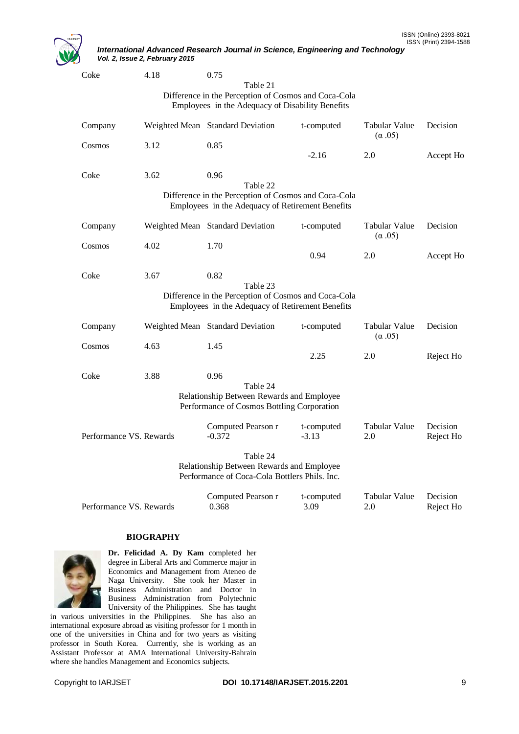| Coke | 4.18 | 0.75 | | | |
|---|---|---|---|---|---|

Table 21
Difference in the Perception of Cosmos and Coca-Cola Employees in the Adequacy of Disability Benefits

| Company | Weighted Mean | Standard Deviation | t-computed | Tabular Value (α .05) | Decision |
|---|---|---|---|---|---|
| Cosmos | 3.12 | 0.85 | -2.16 | 2.0 | Accept Ho |
| Coke | 3.62 | 0.96 | | | |

Table 22
Difference in the Perception of Cosmos and Coca-Cola Employees in the Adequacy of Retirement Benefits

| Company | Weighted Mean | Standard Deviation | t-computed | Tabular Value (α .05) | Decision |
|---|---|---|---|---|---|
| Cosmos | 4.02 | 1.70 | 0.94 | 2.0 | Accept Ho |
| Coke | 3.67 | 0.82 | | | |

Table 23
Difference in the Perception of Cosmos and Coca-Cola Employees in the Adequacy of Retirement Benefits

| Company | Weighted Mean | Standard Deviation | t-computed | Tabular Value (α .05) | Decision |
|---|---|---|---|---|---|
| Cosmos | 4.63 | 1.45 | 2.25 | 2.0 | Reject Ho |
| Coke | 3.88 | 0.96 | | | |

Table 24
Relationship Between Rewards and Employee Performance of Cosmos Bottling Corporation

| | Computed Pearson r | t-computed | Tabular Value | Decision |
|---|---|---|---|---|
| Performance VS. Rewards | -0.372 | -3.13 | 2.0 | Reject Ho |

Table 24
Relationship Between Rewards and Employee Performance of Coca-Cola Bottlers Phils. Inc.

| | Computed Pearson r | t-computed | Tabular Value | Decision |
|---|---|---|---|---|
| Performance VS. Rewards | 0.368 | 3.09 | 2.0 | Reject Ho |

## BIOGRAPHY

**Dr. Felicidad A. Dy Kam** completed her degree in Liberal Arts and Commerce major in Economics and Management from Ateneo de Naga University. She took her Master in Business Administration and Doctor in Business Administration from Polytechnic University of the Philippines. She has taught in various universities in the Philippines. She has also an international exposure abroad as visiting professor for 1 month in one of the universities in China and for two years as visiting professor in South Korea. Currently, she is working as an Assistant Professor at AMA International University-Bahrain where she handles Management and Economics subjects.